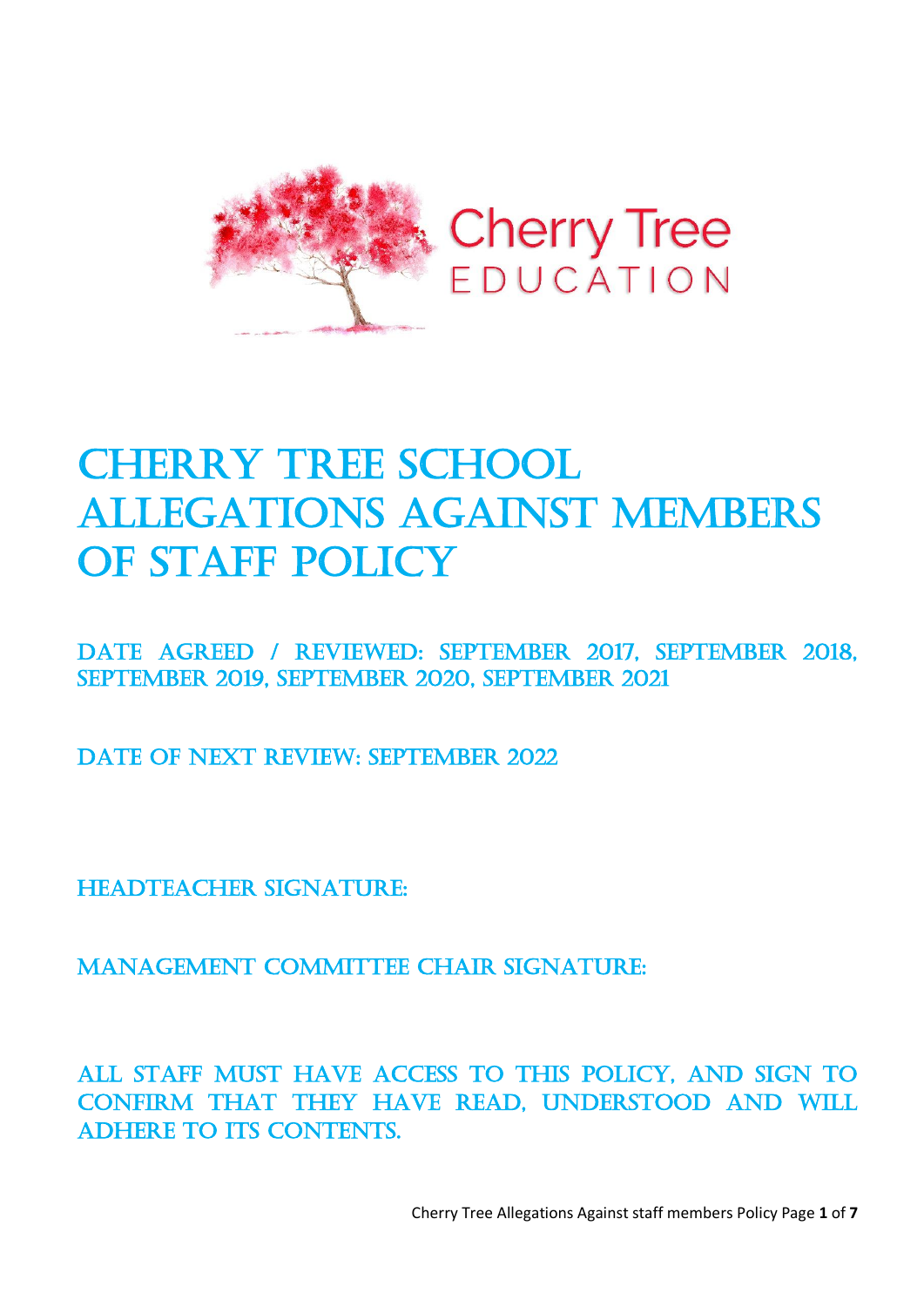Cherry Tree
EDUCATION

# CHERRY TREE SCHOOL ALLEGATIONS AGAINST MEMBERS OF STAFF POLICY

DATE AGREED / REVIEWED: SEPTEMBER 2017, SEPTEMBER 2018, SEPTEMBER 2019, SEPTEMBER 2020, SEPTEMBER 2021

DATE OF NEXT REVIEW: SEPTEMBER 2022

HEADTEACHER SIGNATURE:

MANAGEMENT COMMITTEE CHAIR SIGNATURE:

ALL STAFF MUST HAVE ACCESS TO THIS POLICY, AND SIGN TO CONFIRM THAT THEY HAVE READ, UNDERSTOOD AND WILL ADHERE TO ITS CONTENTS.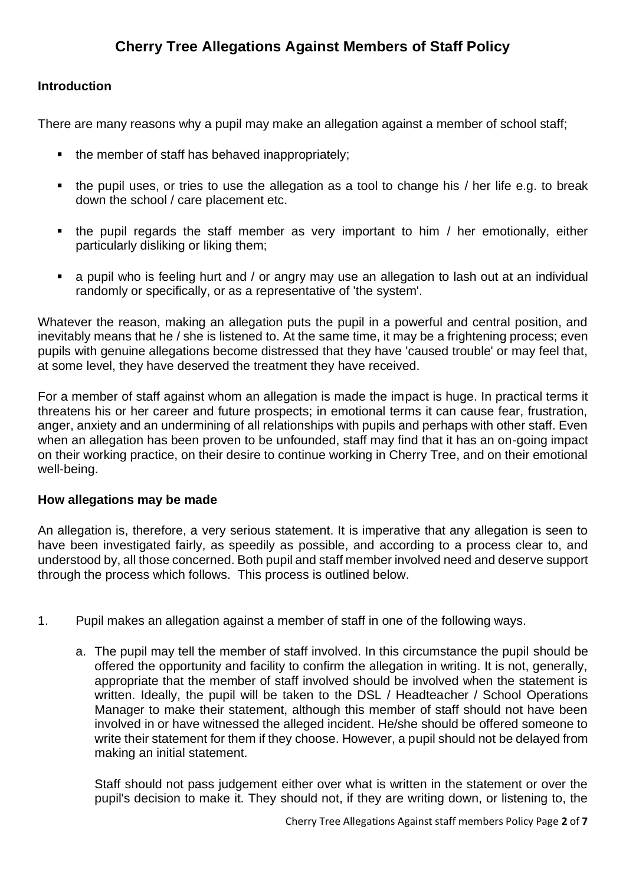# Cherry Tree Allegations Against Members of Staff Policy

## Introduction

There are many reasons why a pupil may make an allegation against a member of school staff;

- the member of staff has behaved inappropriately;
- the pupil uses, or tries to use the allegation as a tool to change his / her life e.g. to break down the school / care placement etc.
- the pupil regards the staff member as very important to him / her emotionally, either particularly disliking or liking them;
- a pupil who is feeling hurt and / or angry may use an allegation to lash out at an individual randomly or specifically, or as a representative of 'the system'.

Whatever the reason, making an allegation puts the pupil in a powerful and central position, and inevitably means that he / she is listened to. At the same time, it may be a frightening process; even pupils with genuine allegations become distressed that they have 'caused trouble' or may feel that, at some level, they have deserved the treatment they have received.

For a member of staff against whom an allegation is made the impact is huge. In practical terms it threatens his or her career and future prospects; in emotional terms it can cause fear, frustration, anger, anxiety and an undermining of all relationships with pupils and perhaps with other staff. Even when an allegation has been proven to be unfounded, staff may find that it has an on-going impact on their working practice, on their desire to continue working in Cherry Tree, and on their emotional well-being.

## How allegations may be made

An allegation is, therefore, a very serious statement. It is imperative that any allegation is seen to have been investigated fairly, as speedily as possible, and according to a process clear to, and understood by, all those concerned. Both pupil and staff member involved need and deserve support through the process which follows. This process is outlined below.

1. Pupil makes an allegation against a member of staff in one of the following ways.

    a. The pupil may tell the member of staff involved. In this circumstance the pupil should be offered the opportunity and facility to confirm the allegation in writing. It is not, generally, appropriate that the member of staff involved should be involved when the statement is written. Ideally, the pupil will be taken to the DSL / Headteacher / School Operations Manager to make their statement, although this member of staff should not have been involved in or have witnessed the alleged incident. He/she should be offered someone to write their statement for them if they choose. However, a pupil should not be delayed from making an initial statement.

    Staff should not pass judgement either over what is written in the statement or over the pupil's decision to make it. They should not, if they are writing down, or listening to, the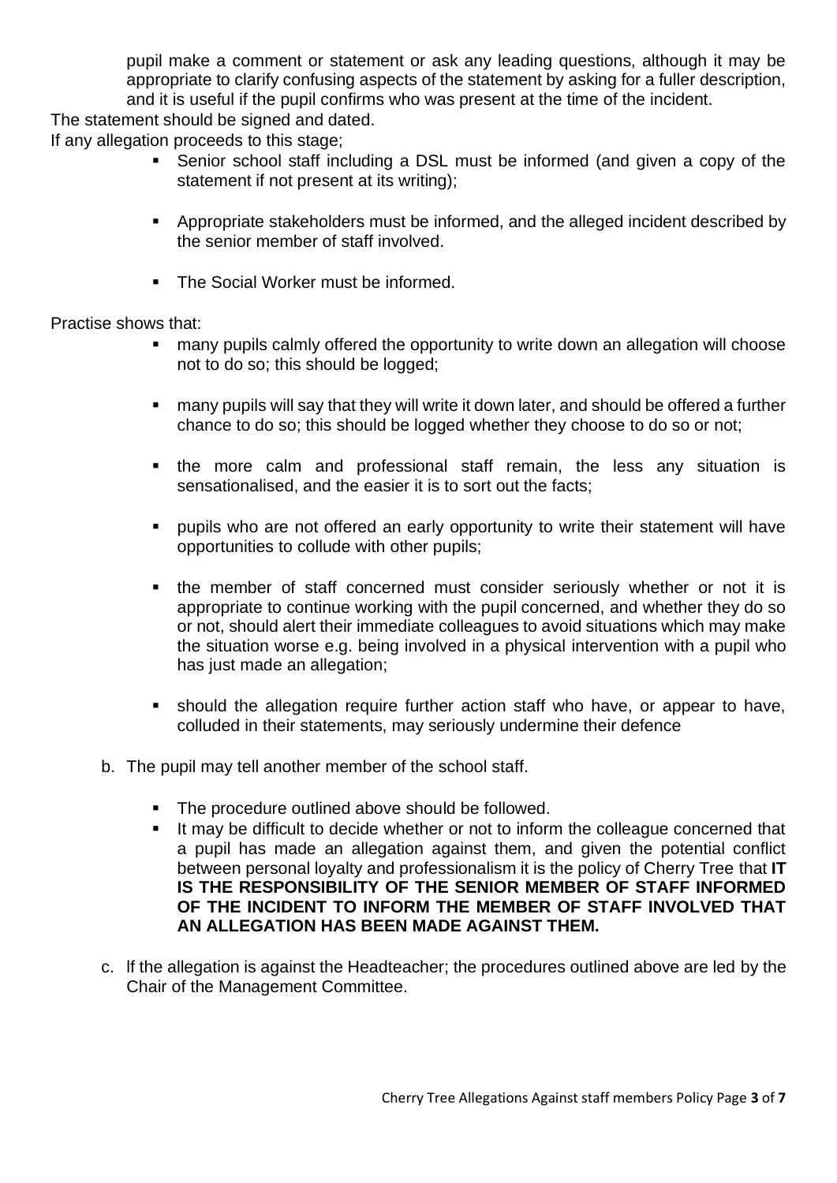pupil make a comment or statement or ask any leading questions, although it may be appropriate to clarify confusing aspects of the statement by asking for a fuller description, and it is useful if the pupil confirms who was present at the time of the incident.

The statement should be signed and dated.

If any allegation proceeds to this stage;

- Senior school staff including a DSL must be informed (and given a copy of the statement if not present at its writing);
- Appropriate stakeholders must be informed, and the alleged incident described by the senior member of staff involved.
- The Social Worker must be informed.

Practise shows that:

- many pupils calmly offered the opportunity to write down an allegation will choose not to do so; this should be logged;
- many pupils will say that they will write it down later, and should be offered a further chance to do so; this should be logged whether they choose to do so or not;
- the more calm and professional staff remain, the less any situation is sensationalised, and the easier it is to sort out the facts;
- pupils who are not offered an early opportunity to write their statement will have opportunities to collude with other pupils;
- the member of staff concerned must consider seriously whether or not it is appropriate to continue working with the pupil concerned, and whether they do so or not, should alert their immediate colleagues to avoid situations which may make the situation worse e.g. being involved in a physical intervention with a pupil who has just made an allegation;
- should the allegation require further action staff who have, or appear to have, colluded in their statements, may seriously undermine their defence

b. The pupil may tell another member of the school staff.

   - The procedure outlined above should be followed.
   - It may be difficult to decide whether or not to inform the colleague concerned that a pupil has made an allegation against them, and given the potential conflict between personal loyalty and professionalism it is the policy of Cherry Tree that **IT IS THE RESPONSIBILITY OF THE SENIOR MEMBER OF STAFF INFORMED OF THE INCIDENT TO INFORM THE MEMBER OF STAFF INVOLVED THAT AN ALLEGATION HAS BEEN MADE AGAINST THEM.**

c. If the allegation is against the Headteacher; the procedures outlined above are led by the Chair of the Management Committee.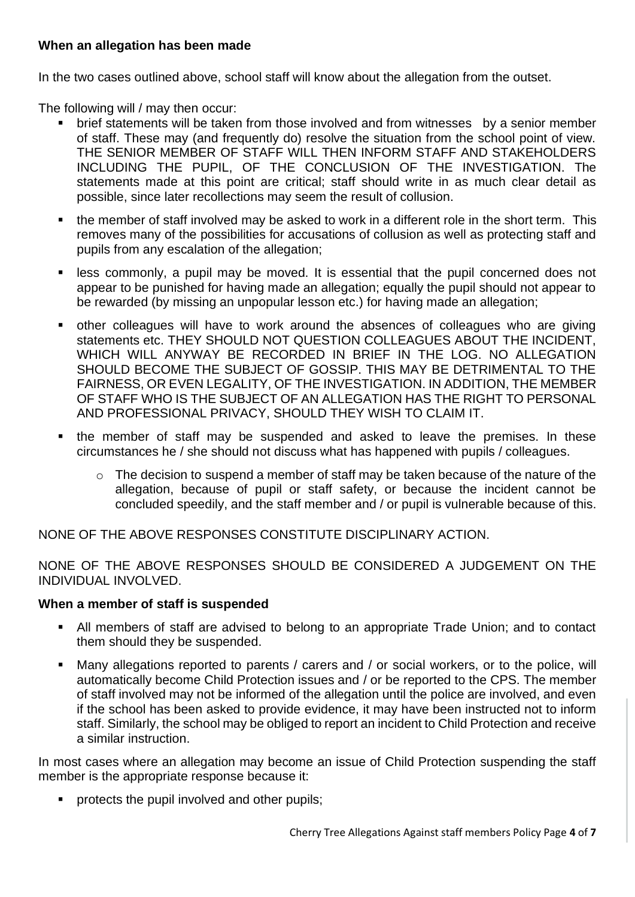**When an allegation has been made**

In the two cases outlined above, school staff will know about the allegation from the outset.

The following will / may then occur:

- brief statements will be taken from those involved and from witnesses by a senior member of staff. These may (and frequently do) resolve the situation from the school point of view. THE SENIOR MEMBER OF STAFF WILL THEN INFORM STAFF AND STAKEHOLDERS INCLUDING THE PUPIL, OF THE CONCLUSION OF THE INVESTIGATION. The statements made at this point are critical; staff should write in as much clear detail as possible, since later recollections may seem the result of collusion.
- the member of staff involved may be asked to work in a different role in the short term. This removes many of the possibilities for accusations of collusion as well as protecting staff and pupils from any escalation of the allegation;
- less commonly, a pupil may be moved. It is essential that the pupil concerned does not appear to be punished for having made an allegation; equally the pupil should not appear to be rewarded (by missing an unpopular lesson etc.) for having made an allegation;
- other colleagues will have to work around the absences of colleagues who are giving statements etc. THEY SHOULD NOT QUESTION COLLEAGUES ABOUT THE INCIDENT, WHICH WILL ANYWAY BE RECORDED IN BRIEF IN THE LOG. NO ALLEGATION SHOULD BECOME THE SUBJECT OF GOSSIP. THIS MAY BE DETRIMENTAL TO THE FAIRNESS, OR EVEN LEGALITY, OF THE INVESTIGATION. IN ADDITION, THE MEMBER OF STAFF WHO IS THE SUBJECT OF AN ALLEGATION HAS THE RIGHT TO PERSONAL AND PROFESSIONAL PRIVACY, SHOULD THEY WISH TO CLAIM IT.
- the member of staff may be suspended and asked to leave the premises. In these circumstances he / she should not discuss what has happened with pupils / colleagues.
  - The decision to suspend a member of staff may be taken because of the nature of the allegation, because of pupil or staff safety, or because the incident cannot be concluded speedily, and the staff member and / or pupil is vulnerable because of this.

NONE OF THE ABOVE RESPONSES CONSTITUTE DISCIPLINARY ACTION.

NONE OF THE ABOVE RESPONSES SHOULD BE CONSIDERED A JUDGEMENT ON THE INDIVIDUAL INVOLVED.

**When a member of staff is suspended**

- All members of staff are advised to belong to an appropriate Trade Union; and to contact them should they be suspended.
- Many allegations reported to parents / carers and / or social workers, or to the police, will automatically become Child Protection issues and / or be reported to the CPS. The member of staff involved may not be informed of the allegation until the police are involved, and even if the school has been asked to provide evidence, it may have been instructed not to inform staff. Similarly, the school may be obliged to report an incident to Child Protection and receive a similar instruction.

In most cases where an allegation may become an issue of Child Protection suspending the staff member is the appropriate response because it:

- protects the pupil involved and other pupils;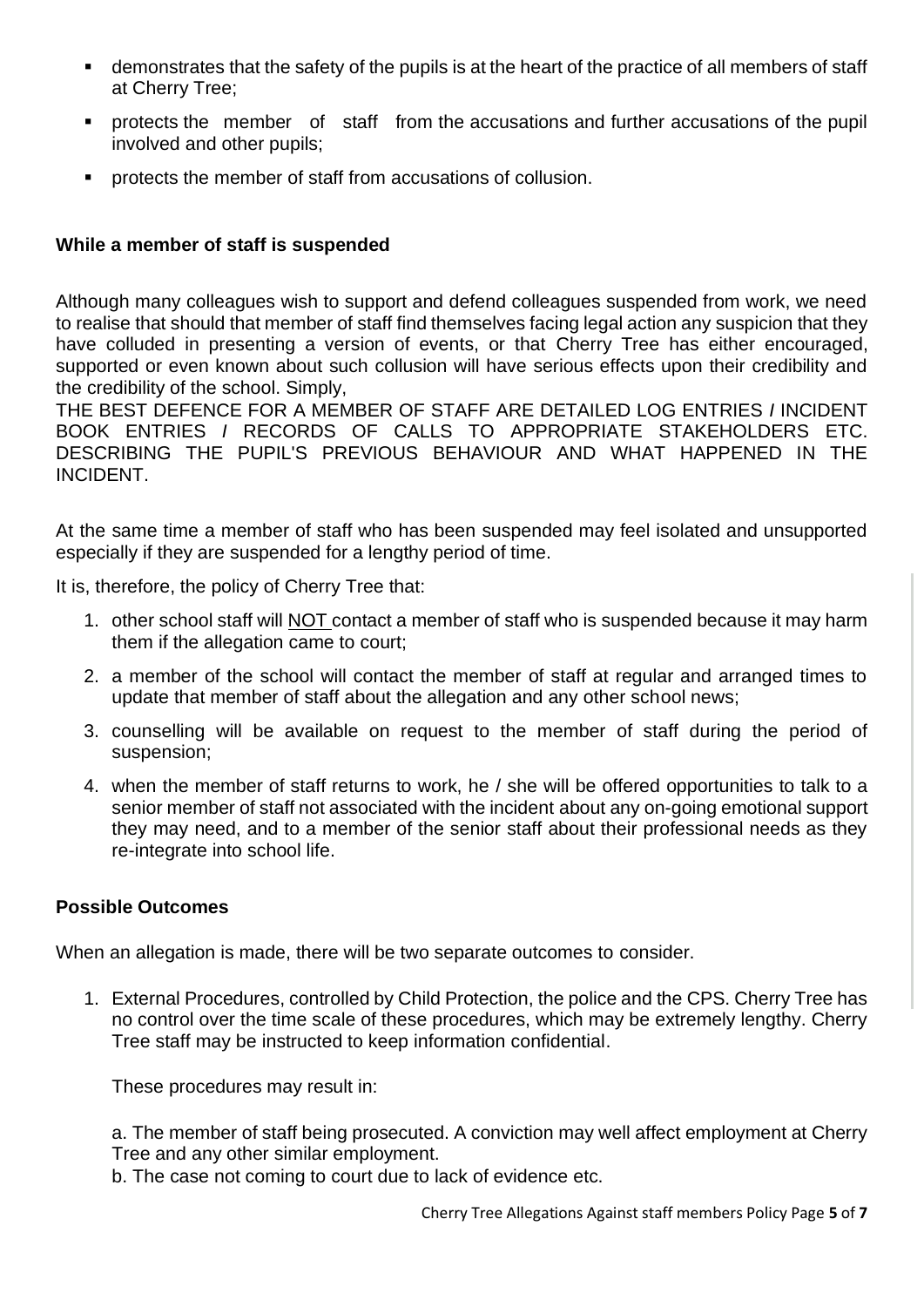- demonstrates that the safety of the pupils is at the heart of the practice of all members of staff at Cherry Tree;
- protects the member of staff from the accusations and further accusations of the pupil involved and other pupils;
- protects the member of staff from accusations of collusion.

**While a member of staff is suspended**

Although many colleagues wish to support and defend colleagues suspended from work, we need to realise that should that member of staff find themselves facing legal action any suspicion that they have colluded in presenting a version of events, or that Cherry Tree has either encouraged, supported or even known about such collusion will have serious effects upon their credibility and the credibility of the school. Simply,

THE BEST DEFENCE FOR A MEMBER OF STAFF ARE DETAILED LOG ENTRIES / INCIDENT BOOK ENTRIES / RECORDS OF CALLS TO APPROPRIATE STAKEHOLDERS ETC. DESCRIBING THE PUPIL'S PREVIOUS BEHAVIOUR AND WHAT HAPPENED IN THE INCIDENT.

At the same time a member of staff who has been suspended may feel isolated and unsupported especially if they are suspended for a lengthy period of time.

It is, therefore, the policy of Cherry Tree that:

1. other school staff will NOT contact a member of staff who is suspended because it may harm them if the allegation came to court;
2. a member of the school will contact the member of staff at regular and arranged times to update that member of staff about the allegation and any other school news;
3. counselling will be available on request to the member of staff during the period of suspension;
4. when the member of staff returns to work, he / she will be offered opportunities to talk to a senior member of staff not associated with the incident about any on-going emotional support they may need, and to a member of the senior staff about their professional needs as they re-integrate into school life.

**Possible Outcomes**

When an allegation is made, there will be two separate outcomes to consider.

1. External Procedures, controlled by Child Protection, the police and the CPS. Cherry Tree has no control over the time scale of these procedures, which may be extremely lengthy. Cherry Tree staff may be instructed to keep information confidential.

   These procedures may result in:

   a. The member of staff being prosecuted. A conviction may well affect employment at Cherry Tree and any other similar employment.
   b. The case not coming to court due to lack of evidence etc.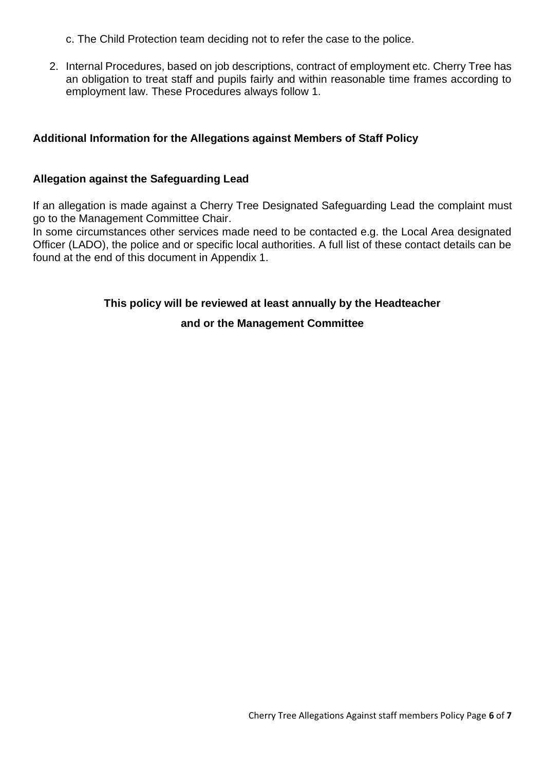c. The Child Protection team deciding not to refer the case to the police.

2. Internal Procedures, based on job descriptions, contract of employment etc. Cherry Tree has an obligation to treat staff and pupils fairly and within reasonable time frames according to employment law. These Procedures always follow 1.

## Additional Information for the Allegations against Members of Staff Policy

### Allegation against the Safeguarding Lead

If an allegation is made against a Cherry Tree Designated Safeguarding Lead the complaint must go to the Management Committee Chair.

In some circumstances other services made need to be contacted e.g. the Local Area designated Officer (LADO), the police and or specific local authorities. A full list of these contact details can be found at the end of this document in Appendix 1.

**This policy will be reviewed at least annually by the Headteacher and or the Management Committee**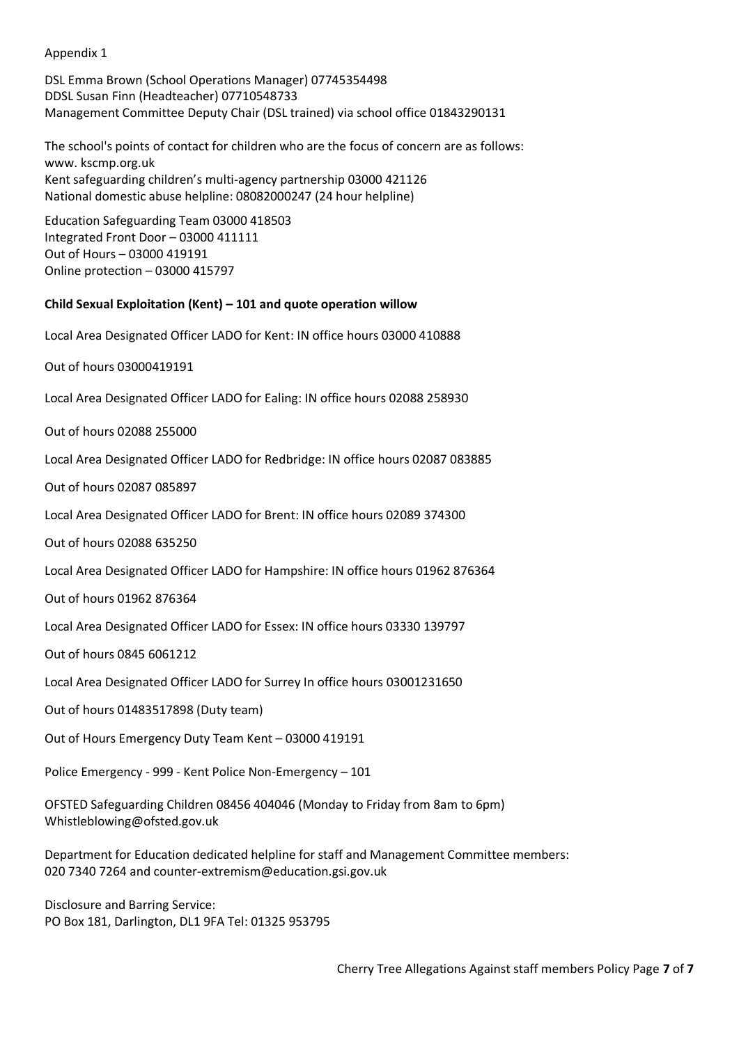Appendix 1

DSL Emma Brown (School Operations Manager) 07745354498
DDSL Susan Finn (Headteacher) 07710548733
Management Committee Deputy Chair (DSL trained) via school office 01843290131

The school's points of contact for children who are the focus of concern are as follows:
www. kscmp.org.uk
Kent safeguarding children's multi-agency partnership 03000 421126
National domestic abuse helpline: 08082000247 (24 hour helpline)

Education Safeguarding Team 03000 418503
Integrated Front Door – 03000 411111
Out of Hours – 03000 419191
Online protection – 03000 415797

**Child Sexual Exploitation (Kent) – 101 and quote operation willow**

Local Area Designated Officer LADO for Kent: IN office hours 03000 410888

Out of hours 03000419191

Local Area Designated Officer LADO for Ealing: IN office hours 02088 258930

Out of hours 02088 255000

Local Area Designated Officer LADO for Redbridge: IN office hours 02087 083885

Out of hours 02087 085897

Local Area Designated Officer LADO for Brent: IN office hours 02089 374300

Out of hours 02088 635250

Local Area Designated Officer LADO for Hampshire: IN office hours 01962 876364

Out of hours 01962 876364

Local Area Designated Officer LADO for Essex: IN office hours 03330 139797

Out of hours 0845 6061212

Local Area Designated Officer LADO for Surrey In office hours 03001231650

Out of hours 01483517898 (Duty team)

Out of Hours Emergency Duty Team Kent – 03000 419191

Police Emergency - 999 - Kent Police Non-Emergency – 101

OFSTED Safeguarding Children 08456 404046 (Monday to Friday from 8am to 6pm)
Whistleblowing@ofsted.gov.uk

Department for Education dedicated helpline for staff and Management Committee members:
020 7340 7264 and counter-extremism@education.gsi.gov.uk

Disclosure and Barring Service:
PO Box 181, Darlington, DL1 9FA Tel: 01325 953795